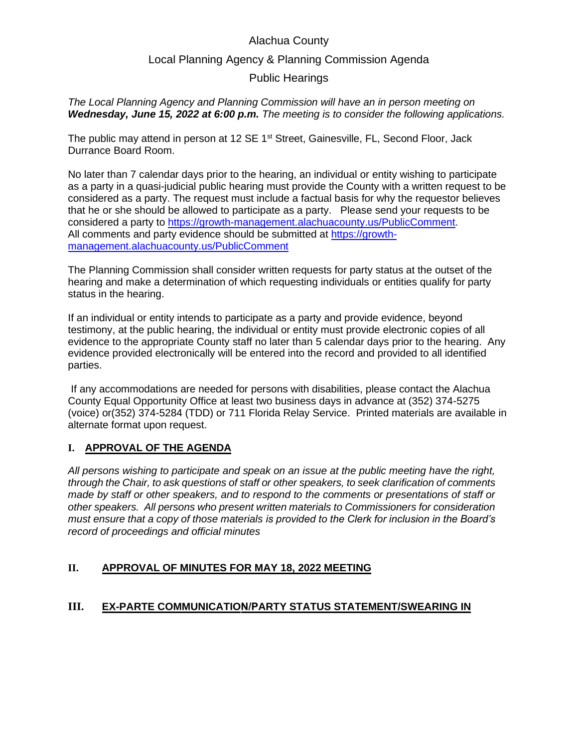# Alachua County

## Local Planning Agency & Planning Commission Agenda

## Public Hearings

*The Local Planning Agency and Planning Commission will have an in person meeting on* ***Wednesday, June 15, 2022 at 6:00 p.m.*** *The meeting is to consider the following applications.*

The public may attend in person at 12 SE 1st Street, Gainesville, FL, Second Floor, Jack Durrance Board Room.

No later than 7 calendar days prior to the hearing, an individual or entity wishing to participate as a party in a quasi-judicial public hearing must provide the County with a written request to be considered as a party. The request must include a factual basis for why the requestor believes that he or she should be allowed to participate as a party. Please send your requests to be considered a party to https://growth-management.alachuacounty.us/PublicComment. All comments and party evidence should be submitted at https://growth-management.alachuacounty.us/PublicComment

The Planning Commission shall consider written requests for party status at the outset of the hearing and make a determination of which requesting individuals or entities qualify for party status in the hearing.

If an individual or entity intends to participate as a party and provide evidence, beyond testimony, at the public hearing, the individual or entity must provide electronic copies of all evidence to the appropriate County staff no later than 5 calendar days prior to the hearing. Any evidence provided electronically will be entered into the record and provided to all identified parties.

If any accommodations are needed for persons with disabilities, please contact the Alachua County Equal Opportunity Office at least two business days in advance at (352) 374-5275 (voice) or(352) 374-5284 (TDD) or 711 Florida Relay Service. Printed materials are available in alternate format upon request.

### I. APPROVAL OF THE AGENDA

*All persons wishing to participate and speak on an issue at the public meeting have the right, through the Chair, to ask questions of staff or other speakers, to seek clarification of comments made by staff or other speakers, and to respond to the comments or presentations of staff or other speakers. All persons who present written materials to Commissioners for consideration must ensure that a copy of those materials is provided to the Clerk for inclusion in the Board's record of proceedings and official minutes*

### II. APPROVAL OF MINUTES FOR MAY 18, 2022 MEETING

### III. EX-PARTE COMMUNICATION/PARTY STATUS STATEMENT/SWEARING IN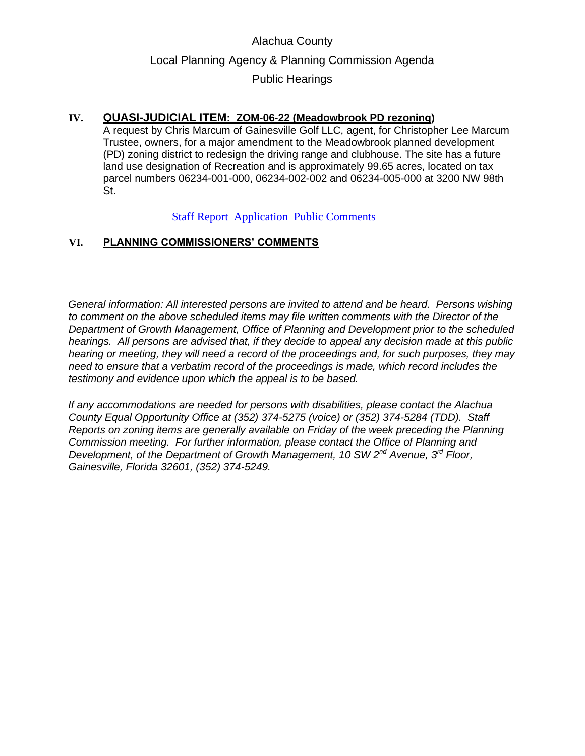Alachua County

Local Planning Agency & Planning Commission Agenda

Public Hearings

## IV. QUASI-JUDICIAL ITEM: ZOM-06-22 (Meadowbrook PD rezoning)

A request by Chris Marcum of Gainesville Golf LLC, agent, for Christopher Lee Marcum Trustee, owners, for a major amendment to the Meadowbrook planned development (PD) zoning district to redesign the driving range and clubhouse. The site has a future land use designation of Recreation and is approximately 99.65 acres, located on tax parcel numbers 06234-001-000, 06234-002-002 and 06234-005-000 at 3200 NW 98th St.

Staff Report Application Public Comments

## VI. PLANNING COMMISSIONERS' COMMENTS

*General information: All interested persons are invited to attend and be heard. Persons wishing to comment on the above scheduled items may file written comments with the Director of the Department of Growth Management, Office of Planning and Development prior to the scheduled hearings. All persons are advised that, if they decide to appeal any decision made at this public hearing or meeting, they will need a record of the proceedings and, for such purposes, they may need to ensure that a verbatim record of the proceedings is made, which record includes the testimony and evidence upon which the appeal is to be based.*

*If any accommodations are needed for persons with disabilities, please contact the Alachua County Equal Opportunity Office at (352) 374-5275 (voice) or (352) 374-5284 (TDD). Staff Reports on zoning items are generally available on Friday of the week preceding the Planning Commission meeting. For further information, please contact the Office of Planning and Development, of the Department of Growth Management, 10 SW 2nd Avenue, 3rd Floor, Gainesville, Florida 32601, (352) 374-5249.*